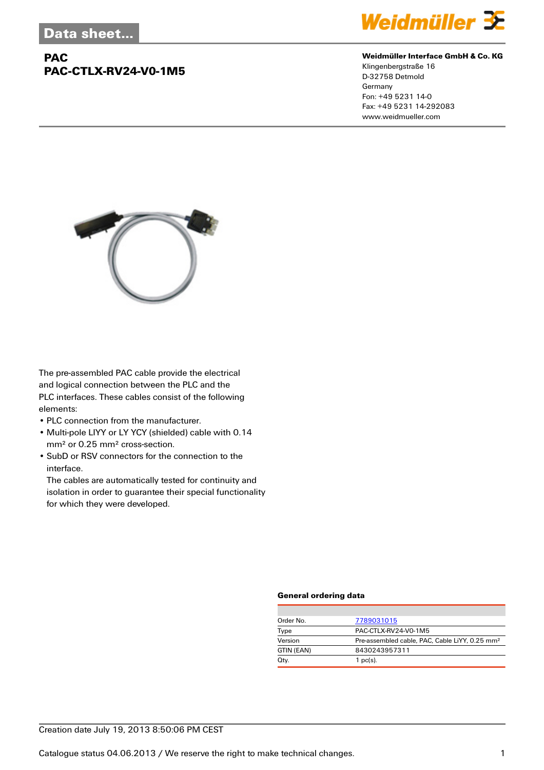Data sheet...

# PAC
# PAC-CTLX-RV24-V0-1M5

**Weidmüller Interface GmbH & Co. KG**
Klingenbergstraße 16
D-32758 Detmold
Germany
Fon: +49 5231 14-0
Fax: +49 5231 14-292083
www.weidmueller.com

The pre-assembled PAC cable provide the electrical and logical connection between the PLC and the PLC interfaces. These cables consist of the following elements:

- PLC connection from the manufacturer.
- Multi-pole LIYY or LY YCY (shielded) cable with 0.14 mm² or 0.25 mm² cross-section.
- SubD or RSV connectors for the connection to the interface.
  The cables are automatically tested for continuity and isolation in order to guarantee their special functionality for which they were developed.

### General ordering data

| | |
|---|---|
| Order No. | 7789031015 |
| Type | PAC-CTLX-RV24-V0-1M5 |
| Version | Pre-assembled cable, PAC, Cable LiYY, 0.25 mm² |
| GTIN (EAN) | 8430243957311 |
| Qty. | 1 pc(s). |

Creation date July 19, 2013 8:50:06 PM CEST

Catalogue status 04.06.2013 / We reserve the right to make technical changes.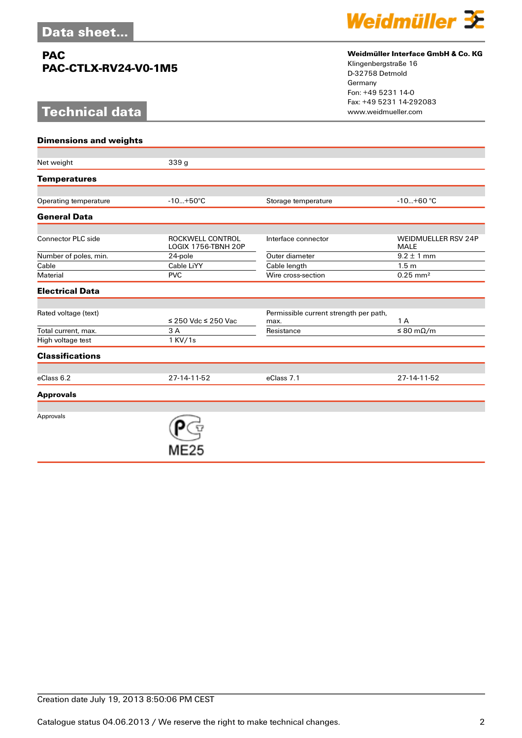# Data sheet...

## PAC
## PAC-CTLX-RV24-V0-1M5

**Weidmüller Interface GmbH & Co. KG**
Klingenbergstraße 16
D-32758 Detmold
Germany
Fon: +49 5231 14-0
Fax: +49 5231 14-292083
www.weidmueller.com

# Technical data

### Dimensions and weights

| | | | |
|---|---|---|---|
| Net weight | 339 g | | |

### Temperatures

| | | | |
|---|---|---|---|
| Operating temperature | -10...+50°C | Storage temperature | -10...+60 °C |

### General Data

| | | | |
|---|---|---|---|
| Connector PLC side | ROCKWELL CONTROL LOGIX 1756-TBNH 20P | Interface connector | WEIDMUELLER RSV 24P MALE |
| Number of poles, min. | 24-pole | Outer diameter | 9.2 ± 1 mm |
| Cable | Cable LiYY | Cable length | 1.5 m |
| Material | PVC | Wire cross-section | 0.25 mm² |

### Electrical Data

| | | | |
|---|---|---|---|
| Rated voltage (text) | ≤ 250 Vdc ≤ 250 Vac | Permissible current strength per path, max. | 1 A |
| Total current, max. | 3 A | Resistance | ≤ 80 mΩ/m |
| High voltage test | 1 KV/1s | | |

### Classifications

| | | | |
|---|---|---|---|
| eClass 6.2 | 27-14-11-52 | eClass 7.1 | 27-14-11-52 |

### Approvals

Approvals

ME25

Creation date July 19, 2013 8:50:06 PM CEST

Catalogue status 04.06.2013 / We reserve the right to make technical changes.